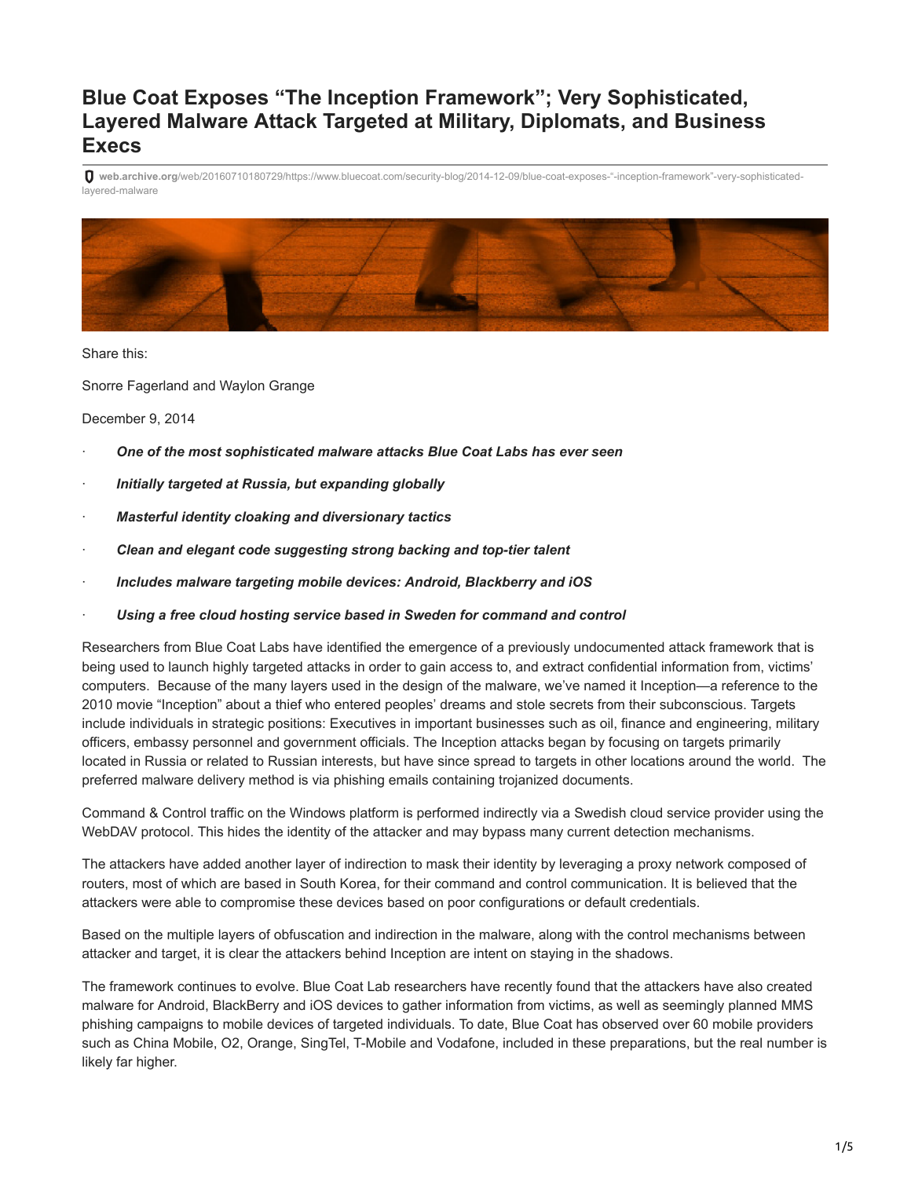# Blue Coat Exposes "The Inception Framework"; Very Sophisticated, Layered Malware Attack Targeted at Military, Diplomats, and Business Execs

web.archive.org/web/20160710180729/https://www.bluecoat.com/security-blog/2014-12-09/blue-coat-exposes-"-inception-framework"-very-sophisticated-layered-malware

Share this:

Snorre Fagerland and Waylon Grange

December 9, 2014

- ***One of the most sophisticated malware attacks Blue Coat Labs has ever seen***
- ***Initially targeted at Russia, but expanding globally***
- ***Masterful identity cloaking and diversionary tactics***
- ***Clean and elegant code suggesting strong backing and top-tier talent***
- ***Includes malware targeting mobile devices: Android, Blackberry and iOS***
- ***Using a free cloud hosting service based in Sweden for command and control***

Researchers from Blue Coat Labs have identified the emergence of a previously undocumented attack framework that is being used to launch highly targeted attacks in order to gain access to, and extract confidential information from, victims' computers. Because of the many layers used in the design of the malware, we've named it Inception—a reference to the 2010 movie "Inception" about a thief who entered peoples' dreams and stole secrets from their subconscious. Targets include individuals in strategic positions: Executives in important businesses such as oil, finance and engineering, military officers, embassy personnel and government officials. The Inception attacks began by focusing on targets primarily located in Russia or related to Russian interests, but have since spread to targets in other locations around the world. The preferred malware delivery method is via phishing emails containing trojanized documents.

Command & Control traffic on the Windows platform is performed indirectly via a Swedish cloud service provider using the WebDAV protocol. This hides the identity of the attacker and may bypass many current detection mechanisms.

The attackers have added another layer of indirection to mask their identity by leveraging a proxy network composed of routers, most of which are based in South Korea, for their command and control communication. It is believed that the attackers were able to compromise these devices based on poor configurations or default credentials.

Based on the multiple layers of obfuscation and indirection in the malware, along with the control mechanisms between attacker and target, it is clear the attackers behind Inception are intent on staying in the shadows.

The framework continues to evolve. Blue Coat Lab researchers have recently found that the attackers have also created malware for Android, BlackBerry and iOS devices to gather information from victims, as well as seemingly planned MMS phishing campaigns to mobile devices of targeted individuals. To date, Blue Coat has observed over 60 mobile providers such as China Mobile, O2, Orange, SingTel, T-Mobile and Vodafone, included in these preparations, but the real number is likely far higher.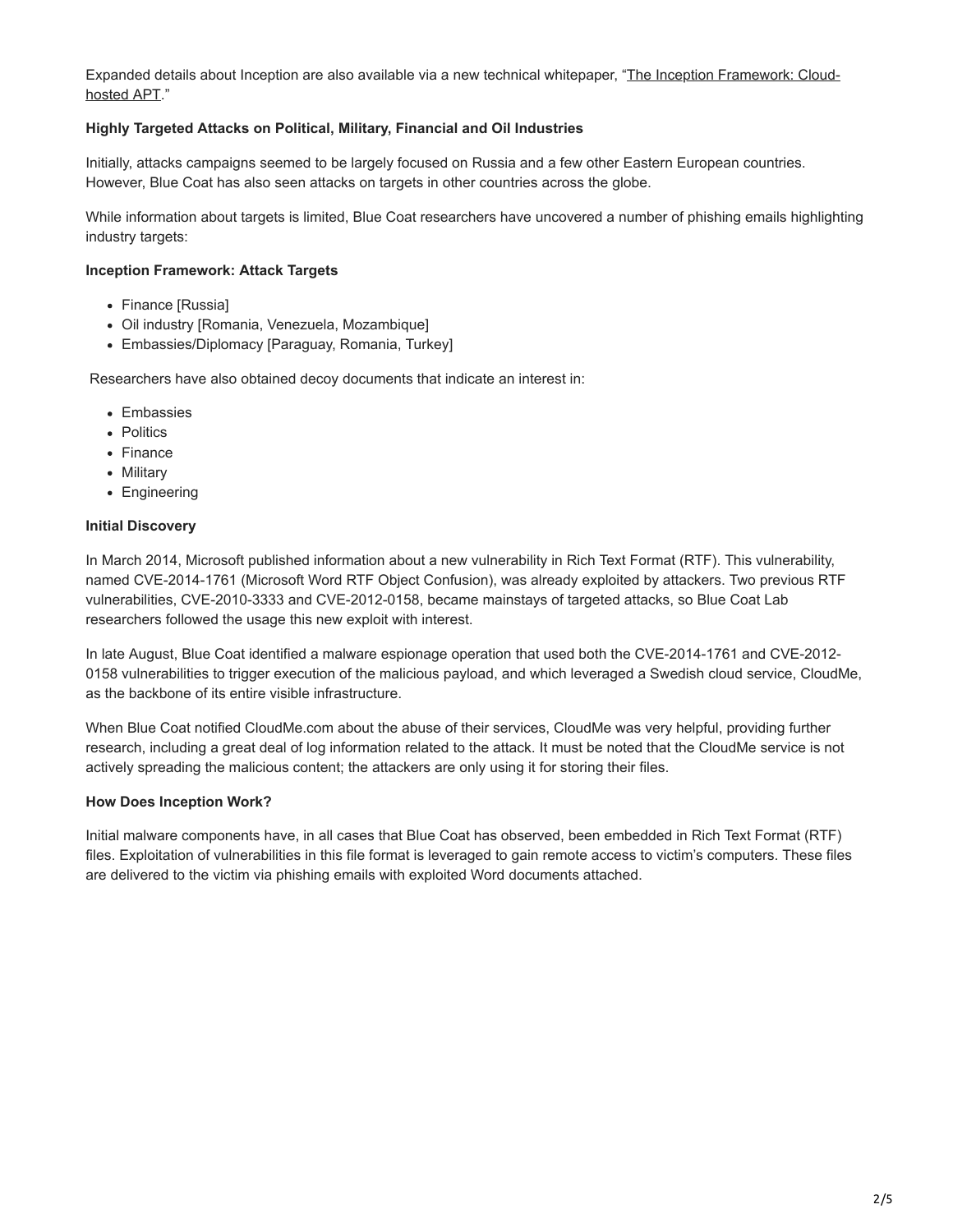Expanded details about Inception are also available via a new technical whitepaper, "The Inception Framework: Cloud-hosted APT."

**Highly Targeted Attacks on Political, Military, Financial and Oil Industries**

Initially, attacks campaigns seemed to be largely focused on Russia and a few other Eastern European countries. However, Blue Coat has also seen attacks on targets in other countries across the globe.

While information about targets is limited, Blue Coat researchers have uncovered a number of phishing emails highlighting industry targets:

**Inception Framework: Attack Targets**

- Finance [Russia]
- Oil industry [Romania, Venezuela, Mozambique]
- Embassies/Diplomacy [Paraguay, Romania, Turkey]

Researchers have also obtained decoy documents that indicate an interest in:

- Embassies
- Politics
- Finance
- Military
- Engineering

**Initial Discovery**

In March 2014, Microsoft published information about a new vulnerability in Rich Text Format (RTF). This vulnerability, named CVE-2014-1761 (Microsoft Word RTF Object Confusion), was already exploited by attackers. Two previous RTF vulnerabilities, CVE-2010-3333 and CVE-2012-0158, became mainstays of targeted attacks, so Blue Coat Lab researchers followed the usage this new exploit with interest.

In late August, Blue Coat identified a malware espionage operation that used both the CVE-2014-1761 and CVE-2012-0158 vulnerabilities to trigger execution of the malicious payload, and which leveraged a Swedish cloud service, CloudMe, as the backbone of its entire visible infrastructure.

When Blue Coat notified CloudMe.com about the abuse of their services, CloudMe was very helpful, providing further research, including a great deal of log information related to the attack. It must be noted that the CloudMe service is not actively spreading the malicious content; the attackers are only using it for storing their files.

**How Does Inception Work?**

Initial malware components have, in all cases that Blue Coat has observed, been embedded in Rich Text Format (RTF) files. Exploitation of vulnerabilities in this file format is leveraged to gain remote access to victim's computers. These files are delivered to the victim via phishing emails with exploited Word documents attached.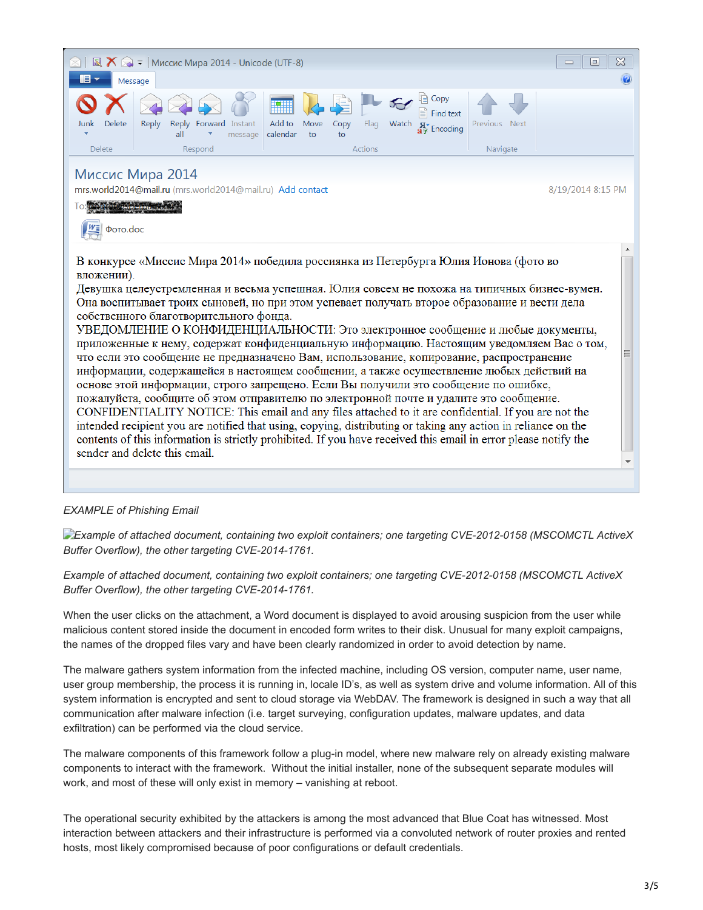Миссис Мира 2014 - Unicode (UTF-8)

Миссис Мира 2014

mrs.world2014@mail.ru (mrs.world2014@mail.ru) Add contact 8/19/2014 8:15 PM

To:

Фото.doc

В конкурсе «Миссис Мира 2014» победила россиянка из Петербурга Юлия Ионова (фото во вложении).
Девушка целеустремленная и весьма успешная. Юлия совсем не похожа на типичных бизнес-вумен. Она воспитывает троих сыновей, но при этом успевает получать второе образование и вести дела собственного благотворительного фонда.
УВЕДОМЛЕНИЕ О КОНФИДЕНЦИАЛЬНОСТИ: Это электронное сообщение и любые документы, приложенные к нему, содержат конфиденциальную информацию. Настоящим уведомляем Вас о том, что если это сообщение не предназначено Вам, использование, копирование, распространение информации, содержащейся в настоящем сообщении, а также осуществление любых действий на основе этой информации, строго запрещено. Если Вы получили это сообщение по ошибке, пожалуйста, сообщите об этом отправителю по электронной почте и удалите это сообщение.
CONFIDENTIALITY NOTICE: This email and any files attached to it are confidential. If you are not the intended recipient you are notified that using, copying, distributing or taking any action in reliance on the contents of this information is strictly prohibited. If you have received this email in error please notify the sender and delete this email.

*EXAMPLE of Phishing Email*

*Example of attached document, containing two exploit containers; one targeting CVE-2012-0158 (MSCOMCTL ActiveX Buffer Overflow), the other targeting CVE-2014-1761.*

*Example of attached document, containing two exploit containers; one targeting CVE-2012-0158 (MSCOMCTL ActiveX Buffer Overflow), the other targeting CVE-2014-1761.*

When the user clicks on the attachment, a Word document is displayed to avoid arousing suspicion from the user while malicious content stored inside the document in encoded form writes to their disk. Unusual for many exploit campaigns, the names of the dropped files vary and have been clearly randomized in order to avoid detection by name.

The malware gathers system information from the infected machine, including OS version, computer name, user name, user group membership, the process it is running in, locale ID's, as well as system drive and volume information. All of this system information is encrypted and sent to cloud storage via WebDAV. The framework is designed in such a way that all communication after malware infection (i.e. target surveying, configuration updates, malware updates, and data exfiltration) can be performed via the cloud service.

The malware components of this framework follow a plug-in model, where new malware rely on already existing malware components to interact with the framework. Without the initial installer, none of the subsequent separate modules will work, and most of these will only exist in memory – vanishing at reboot.

The operational security exhibited by the attackers is among the most advanced that Blue Coat has witnessed. Most interaction between attackers and their infrastructure is performed via a convoluted network of router proxies and rented hosts, most likely compromised because of poor configurations or default credentials.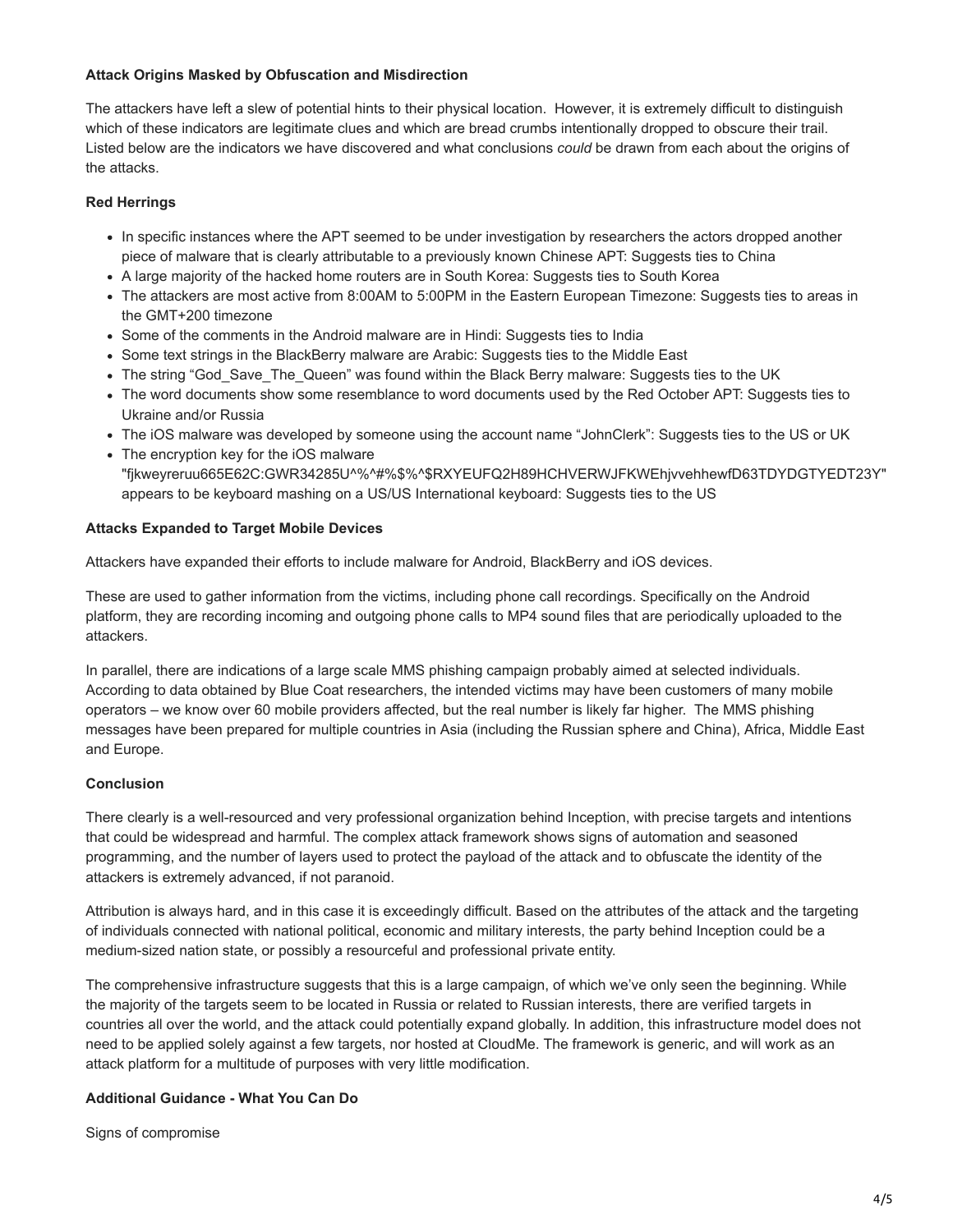**Attack Origins Masked by Obfuscation and Misdirection**

The attackers have left a slew of potential hints to their physical location. However, it is extremely difficult to distinguish which of these indicators are legitimate clues and which are bread crumbs intentionally dropped to obscure their trail. Listed below are the indicators we have discovered and what conclusions *could* be drawn from each about the origins of the attacks.

**Red Herrings**

- In specific instances where the APT seemed to be under investigation by researchers the actors dropped another piece of malware that is clearly attributable to a previously known Chinese APT: Suggests ties to China
- A large majority of the hacked home routers are in South Korea: Suggests ties to South Korea
- The attackers are most active from 8:00AM to 5:00PM in the Eastern European Timezone: Suggests ties to areas in the GMT+200 timezone
- Some of the comments in the Android malware are in Hindi: Suggests ties to India
- Some text strings in the BlackBerry malware are Arabic: Suggests ties to the Middle East
- The string "God_Save_The_Queen" was found within the Black Berry malware: Suggests ties to the UK
- The word documents show some resemblance to word documents used by the Red October APT: Suggests ties to Ukraine and/or Russia
- The iOS malware was developed by someone using the account name "JohnClerk": Suggests ties to the US or UK
- The encryption key for the iOS malware "fjkweyreruu665E62C:GWR34285U^%^#%$%^$RXYEUFQ2H89HCHVERWJFKWEhjvvehhewfD63TDYDGTYEDT23Y" appears to be keyboard mashing on a US/US International keyboard: Suggests ties to the US

**Attacks Expanded to Target Mobile Devices**

Attackers have expanded their efforts to include malware for Android, BlackBerry and iOS devices.

These are used to gather information from the victims, including phone call recordings. Specifically on the Android platform, they are recording incoming and outgoing phone calls to MP4 sound files that are periodically uploaded to the attackers.

In parallel, there are indications of a large scale MMS phishing campaign probably aimed at selected individuals. According to data obtained by Blue Coat researchers, the intended victims may have been customers of many mobile operators – we know over 60 mobile providers affected, but the real number is likely far higher. The MMS phishing messages have been prepared for multiple countries in Asia (including the Russian sphere and China), Africa, Middle East and Europe.

**Conclusion**

There clearly is a well-resourced and very professional organization behind Inception, with precise targets and intentions that could be widespread and harmful. The complex attack framework shows signs of automation and seasoned programming, and the number of layers used to protect the payload of the attack and to obfuscate the identity of the attackers is extremely advanced, if not paranoid.

Attribution is always hard, and in this case it is exceedingly difficult. Based on the attributes of the attack and the targeting of individuals connected with national political, economic and military interests, the party behind Inception could be a medium-sized nation state, or possibly a resourceful and professional private entity.

The comprehensive infrastructure suggests that this is a large campaign, of which we've only seen the beginning. While the majority of the targets seem to be located in Russia or related to Russian interests, there are verified targets in countries all over the world, and the attack could potentially expand globally. In addition, this infrastructure model does not need to be applied solely against a few targets, nor hosted at CloudMe. The framework is generic, and will work as an attack platform for a multitude of purposes with very little modification.

**Additional Guidance - What You Can Do**

Signs of compromise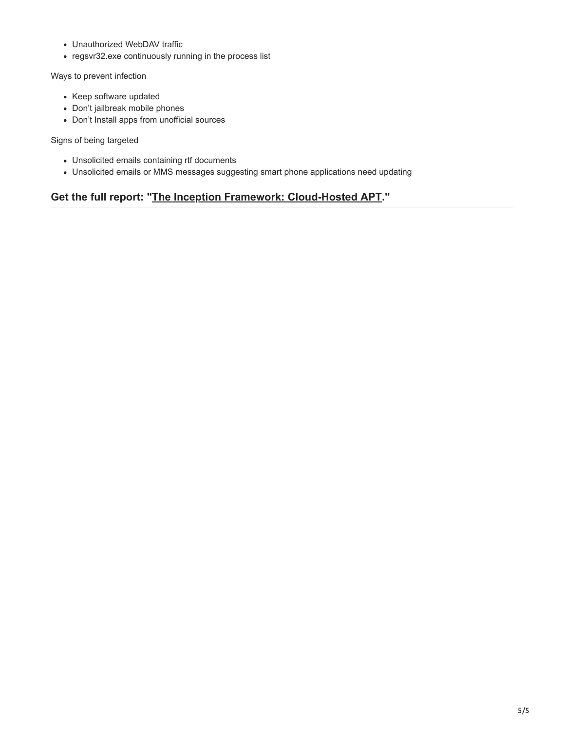- Unauthorized WebDAV traffic
- regsvr32.exe continuously running in the process list

Ways to prevent infection

- Keep software updated
- Don't jailbreak mobile phones
- Don't Install apps from unofficial sources

Signs of being targeted

- Unsolicited emails containing rtf documents
- Unsolicited emails or MMS messages suggesting smart phone applications need updating

## Get the full report: "The Inception Framework: Cloud-Hosted APT."